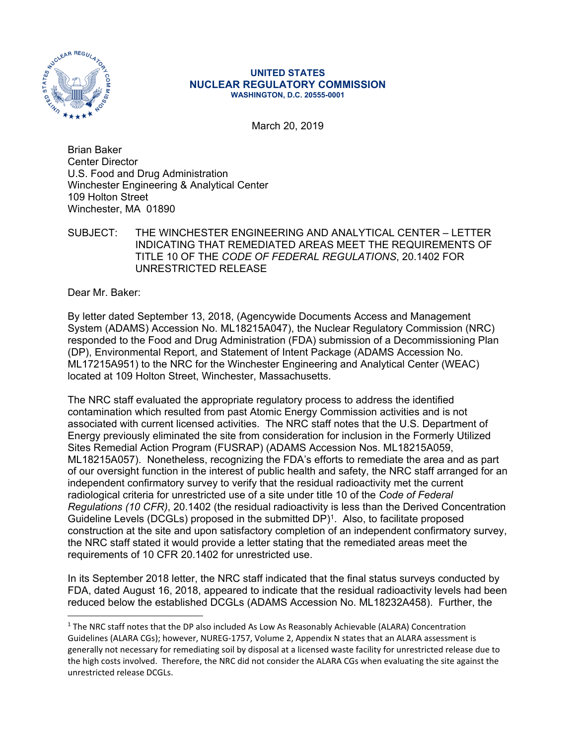**UNITED STATES**
**NUCLEAR REGULATORY COMMISSION**
**WASHINGTON, D.C. 20555-0001**

March 20, 2019

Brian Baker
Center Director
U.S. Food and Drug Administration
Winchester Engineering & Analytical Center
109 Holton Street
Winchester, MA 01890

SUBJECT: THE WINCHESTER ENGINEERING AND ANALYTICAL CENTER – LETTER INDICATING THAT REMEDIATED AREAS MEET THE REQUIREMENTS OF TITLE 10 OF THE *CODE OF FEDERAL REGULATIONS*, 20.1402 FOR UNRESTRICTED RELEASE

Dear Mr. Baker:

By letter dated September 13, 2018, (Agencywide Documents Access and Management System (ADAMS) Accession No. ML18215A047), the Nuclear Regulatory Commission (NRC) responded to the Food and Drug Administration (FDA) submission of a Decommissioning Plan (DP), Environmental Report, and Statement of Intent Package (ADAMS Accession No. ML17215A951) to the NRC for the Winchester Engineering and Analytical Center (WEAC) located at 109 Holton Street, Winchester, Massachusetts.

The NRC staff evaluated the appropriate regulatory process to address the identified contamination which resulted from past Atomic Energy Commission activities and is not associated with current licensed activities. The NRC staff notes that the U.S. Department of Energy previously eliminated the site from consideration for inclusion in the Formerly Utilized Sites Remedial Action Program (FUSRAP) (ADAMS Accession Nos. ML18215A059, ML18215A057). Nonetheless, recognizing the FDA's efforts to remediate the area and as part of our oversight function in the interest of public health and safety, the NRC staff arranged for an independent confirmatory survey to verify that the residual radioactivity met the current radiological criteria for unrestricted use of a site under title 10 of the *Code of Federal Regulations (10 CFR)*, 20.1402 (the residual radioactivity is less than the Derived Concentration Guideline Levels (DCGLs) proposed in the submitted DP)[1]. Also, to facilitate proposed construction at the site and upon satisfactory completion of an independent confirmatory survey, the NRC staff stated it would provide a letter stating that the remediated areas meet the requirements of 10 CFR 20.1402 for unrestricted use.

In its September 2018 letter, the NRC staff indicated that the final status surveys conducted by FDA, dated August 16, 2018, appeared to indicate that the residual radioactivity levels had been reduced below the established DCGLs (ADAMS Accession No. ML18232A458). Further, the

[1] The NRC staff notes that the DP also included As Low As Reasonably Achievable (ALARA) Concentration Guidelines (ALARA CGs); however, NUREG-1757, Volume 2, Appendix N states that an ALARA assessment is generally not necessary for remediating soil by disposal at a licensed waste facility for unrestricted release due to the high costs involved. Therefore, the NRC did not consider the ALARA CGs when evaluating the site against the unrestricted release DCGLs.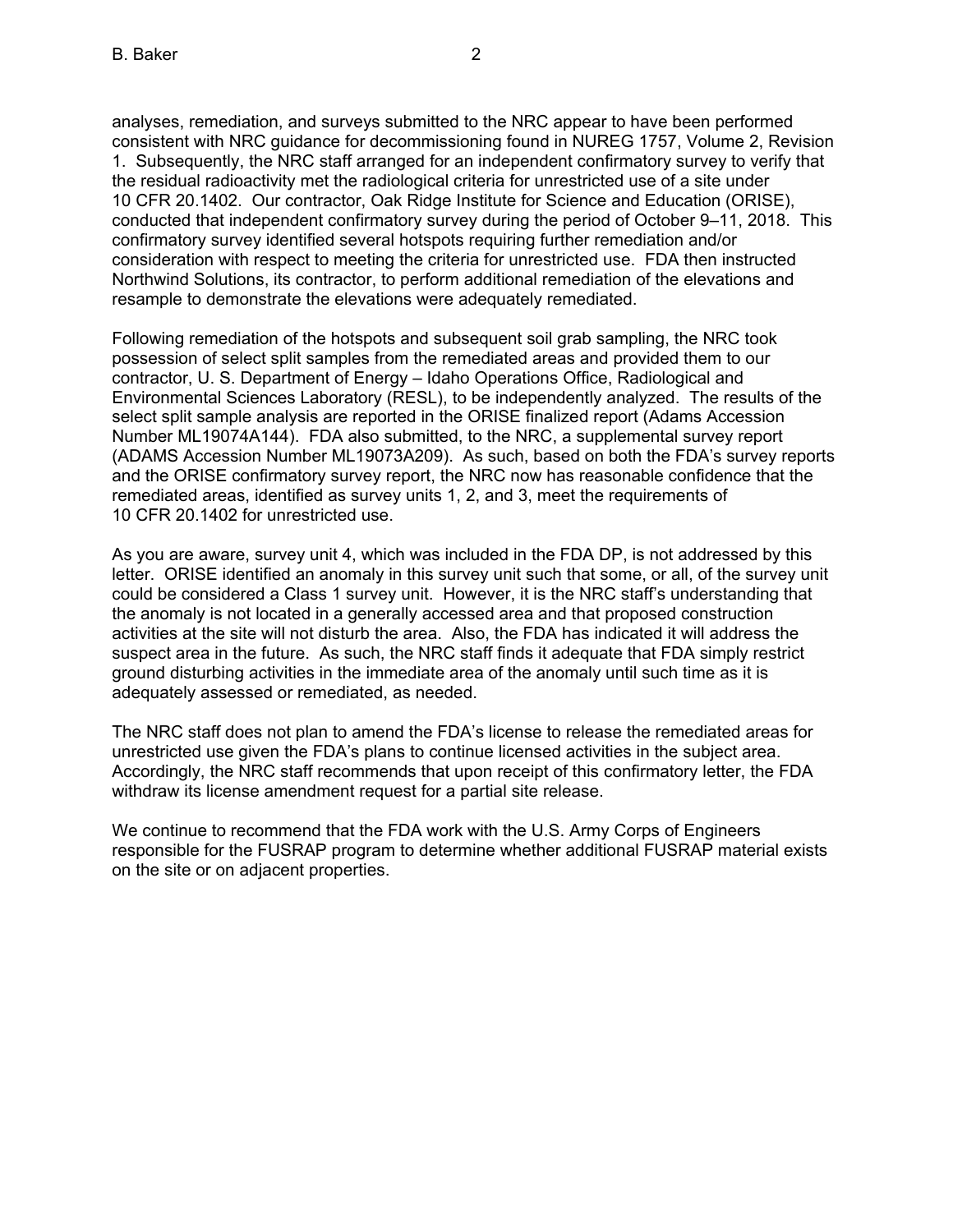analyses, remediation, and surveys submitted to the NRC appear to have been performed consistent with NRC guidance for decommissioning found in NUREG 1757, Volume 2, Revision 1. Subsequently, the NRC staff arranged for an independent confirmatory survey to verify that the residual radioactivity met the radiological criteria for unrestricted use of a site under 10 CFR 20.1402. Our contractor, Oak Ridge Institute for Science and Education (ORISE), conducted that independent confirmatory survey during the period of October 9–11, 2018. This confirmatory survey identified several hotspots requiring further remediation and/or consideration with respect to meeting the criteria for unrestricted use. FDA then instructed Northwind Solutions, its contractor, to perform additional remediation of the elevations and resample to demonstrate the elevations were adequately remediated.

Following remediation of the hotspots and subsequent soil grab sampling, the NRC took possession of select split samples from the remediated areas and provided them to our contractor, U. S. Department of Energy – Idaho Operations Office, Radiological and Environmental Sciences Laboratory (RESL), to be independently analyzed. The results of the select split sample analysis are reported in the ORISE finalized report (Adams Accession Number ML19074A144). FDA also submitted, to the NRC, a supplemental survey report (ADAMS Accession Number ML19073A209). As such, based on both the FDA's survey reports and the ORISE confirmatory survey report, the NRC now has reasonable confidence that the remediated areas, identified as survey units 1, 2, and 3, meet the requirements of 10 CFR 20.1402 for unrestricted use.

As you are aware, survey unit 4, which was included in the FDA DP, is not addressed by this letter. ORISE identified an anomaly in this survey unit such that some, or all, of the survey unit could be considered a Class 1 survey unit. However, it is the NRC staff's understanding that the anomaly is not located in a generally accessed area and that proposed construction activities at the site will not disturb the area. Also, the FDA has indicated it will address the suspect area in the future. As such, the NRC staff finds it adequate that FDA simply restrict ground disturbing activities in the immediate area of the anomaly until such time as it is adequately assessed or remediated, as needed.

The NRC staff does not plan to amend the FDA's license to release the remediated areas for unrestricted use given the FDA's plans to continue licensed activities in the subject area. Accordingly, the NRC staff recommends that upon receipt of this confirmatory letter, the FDA withdraw its license amendment request for a partial site release.

We continue to recommend that the FDA work with the U.S. Army Corps of Engineers responsible for the FUSRAP program to determine whether additional FUSRAP material exists on the site or on adjacent properties.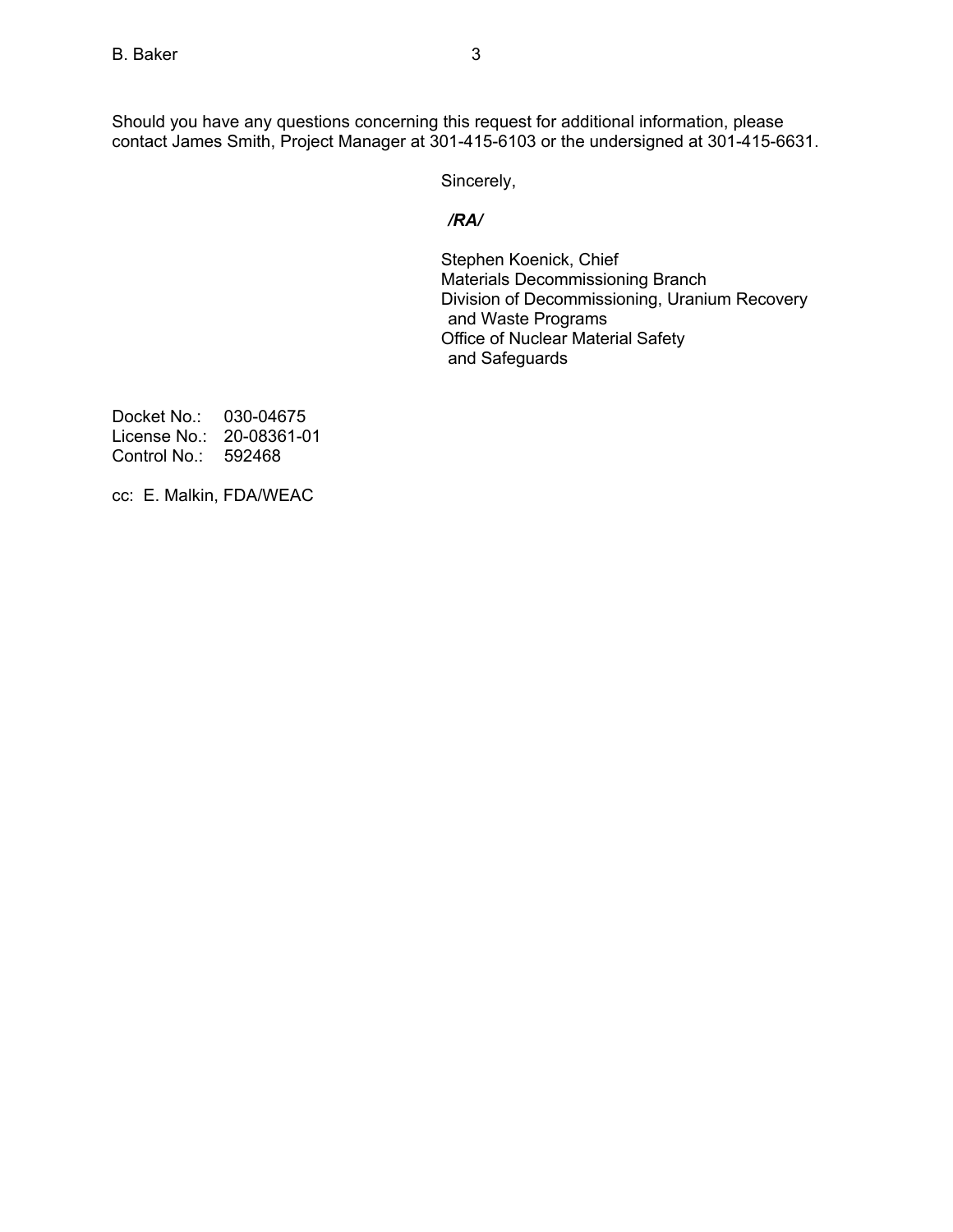Should you have any questions concerning this request for additional information, please contact James Smith, Project Manager at 301-415-6103 or the undersigned at 301-415-6631.

Sincerely,

***/RA/***

Stephen Koenick, Chief
Materials Decommissioning Branch
Division of Decommissioning, Uranium Recovery
and Waste Programs
Office of Nuclear Material Safety
and Safeguards

Docket No.: 030-04675
License No.: 20-08361-01
Control No.: 592468

cc: E. Malkin, FDA/WEAC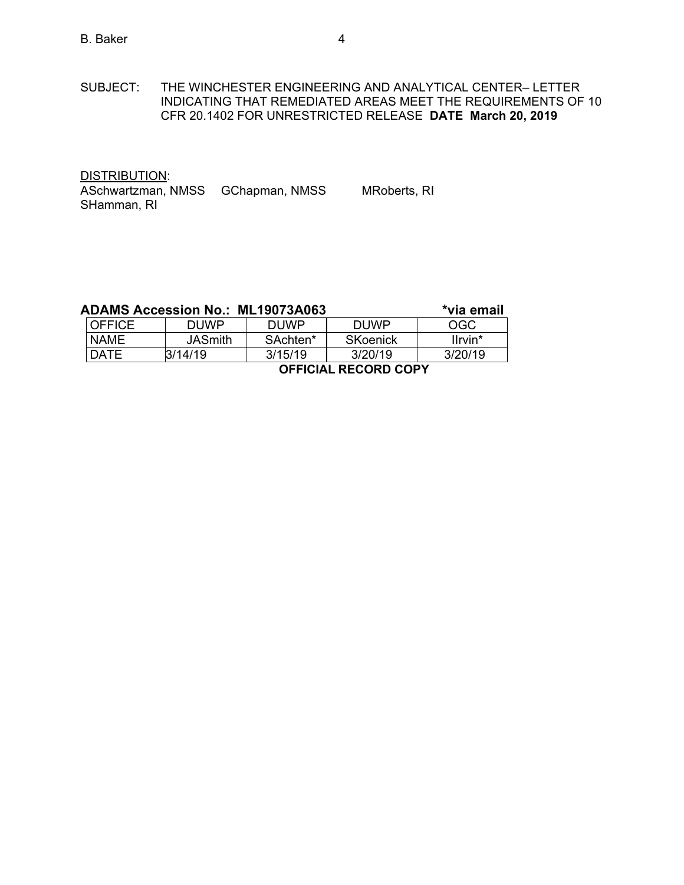SUBJECT: THE WINCHESTER ENGINEERING AND ANALYTICAL CENTER– LETTER INDICATING THAT REMEDIATED AREAS MEET THE REQUIREMENTS OF 10 CFR 20.1402 FOR UNRESTRICTED RELEASE **DATE March 20, 2019**

DISTRIBUTION:
ASchwartzman, NMSS GChapman, NMSS MRoberts, RI
SHamman, RI

**ADAMS Accession No.: ML19073A063** **\*via email**

| OFFICE | DUWP | DUWP | DUWP | OGC |
|---|---|---|---|---|
| NAME | JASmith | SAchten* | SKoenick | IIrvin* |
| DATE | 3/14/19 | 3/15/19 | 3/20/19 | 3/20/19 |

**OFFICIAL RECORD COPY**